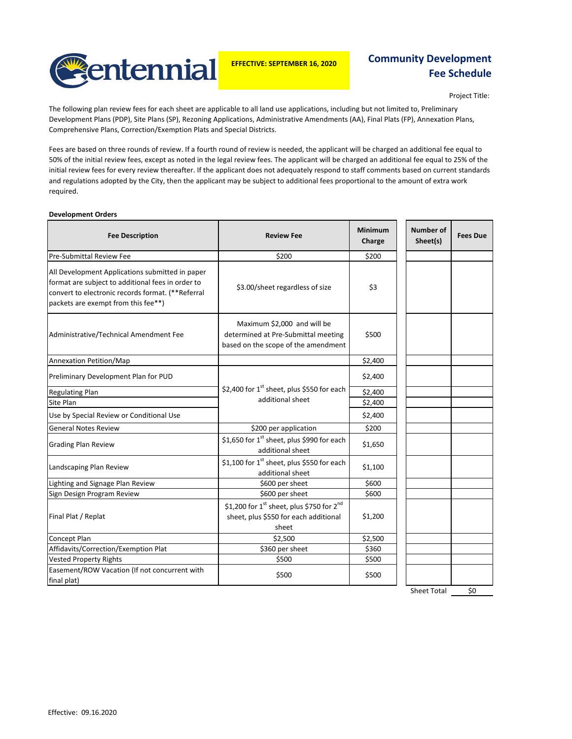# Centennial

**EFFECTIVE: SEPTEMBER 16, 2020**

## Community Development Fee Schedule

Project Title:

The following plan review fees for each sheet are applicable to all land use applications, including but not limited to, Preliminary Development Plans (PDP), Site Plans (SP), Rezoning Applications, Administrative Amendments (AA), Final Plats (FP), Annexation Plans, Comprehensive Plans, Correction/Exemption Plats and Special Districts.

Fees are based on three rounds of review. If a fourth round of review is needed, the applicant will be charged an additional fee equal to 50% of the initial review fees, except as noted in the legal review fees. The applicant will be charged an additional fee equal to 25% of the initial review fees for every review thereafter. If the applicant does not adequately respond to staff comments based on current standards and regulations adopted by the City, then the applicant may be subject to additional fees proportional to the amount of extra work required.

**Development Orders**

| Fee Description | Review Fee | Minimum Charge | Number of Sheet(s) | Fees Due |
|---|---|---|---|---|
| Pre-Submittal Review Fee | $200 | $200 | | |
| All Development Applications submitted in paper format are subject to additional fees in order to convert to electronic records format. (**Referral packets are exempt from this fee**) | $3.00/sheet regardless of size | $3 | | |
| Administrative/Technical Amendment Fee | Maximum $2,000 and will be determined at Pre-Submittal meeting based on the scope of the amendment | $500 | | |
| Annexation Petition/Map | | $2,400 | | |
| Preliminary Development Plan for PUD | $2,400 for 1st sheet, plus $550 for each additional sheet | $2,400 | | |
| Regulating Plan | | $2,400 | | |
| Site Plan | | $2,400 | | |
| Use by Special Review or Conditional Use | | $2,400 | | |
| General Notes Review | $200 per application | $200 | | |
| Grading Plan Review | $1,650 for 1st sheet, plus $990 for each additional sheet | $1,650 | | |
| Landscaping Plan Review | $1,100 for 1st sheet, plus $550 for each additional sheet | $1,100 | | |
| Lighting and Signage Plan Review | $600 per sheet | $600 | | |
| Sign Design Program Review | $600 per sheet | $600 | | |
| Final Plat / Replat | $1,200 for 1st sheet, plus $750 for 2nd sheet, plus $550 for each additional sheet | $1,200 | | |
| Concept Plan | $2,500 | $2,500 | | |
| Affidavits/Correction/Exemption Plat | $360 per sheet | $360 | | |
| Vested Property Rights | $500 | $500 | | |
| Easement/ROW Vacation (If not concurrent with final plat) | $500 | $500 | | |
| | | | Sheet Total | $0 |

Effective: 09.16.2020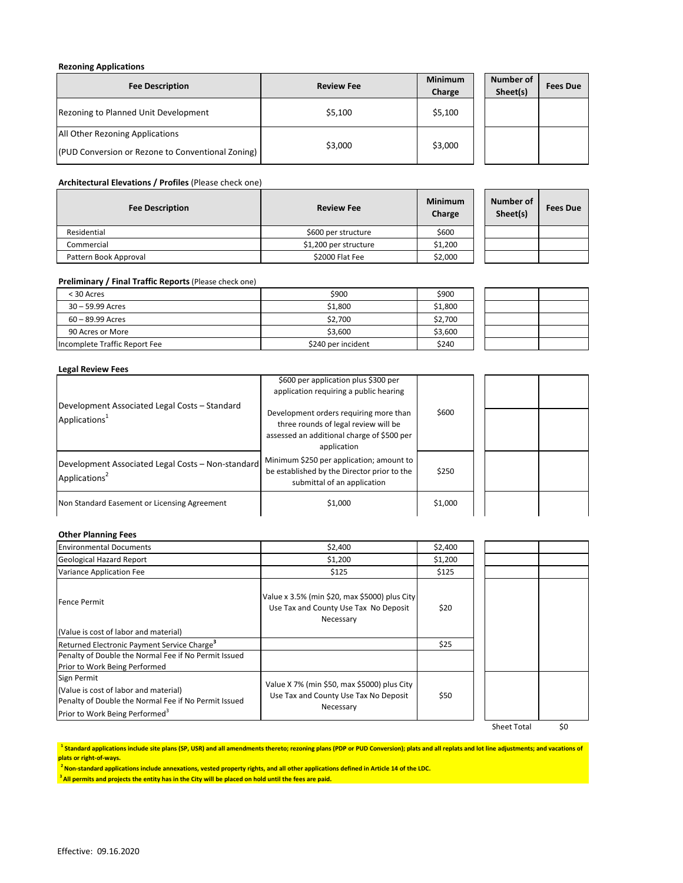**Rezoning Applications**

| Fee Description | Review Fee | Minimum Charge | Number of Sheet(s) | Fees Due |
|---|---|---|---|---|
| Rezoning to Planned Unit Development | $5,100 | $5,100 | | |
| All Other Rezoning Applications (PUD Conversion or Rezone to Conventional Zoning) | $3,000 | $3,000 | | |

**Architectural Elevations / Profiles** (Please check one)

| Fee Description | Review Fee | Minimum Charge | Number of Sheet(s) | Fees Due |
|---|---|---|---|---|
| Residential | $600 per structure | $600 | | |
| Commercial | $1,200 per structure | $1,200 | | |
| Pattern Book Approval | $2000 Flat Fee | $2,000 | | |

**Preliminary / Final Traffic Reports** (Please check one)

| Fee Description | Review Fee | Minimum Charge | Number of Sheet(s) | Fees Due |
|---|---|---|---|---|
| < 30 Acres | $900 | $900 | | |
| 30 – 59.99 Acres | $1,800 | $1,800 | | |
| 60 – 89.99 Acres | $2,700 | $2,700 | | |
| 90 Acres or More | $3,600 | $3,600 | | |
| Incomplete Traffic Report Fee | $240 per incident | $240 | | |

**Legal Review Fees**

| Fee Description | Review Fee | Minimum Charge | Number of Sheet(s) | Fees Due |
|---|---|---|---|---|
| Development Associated Legal Costs – Standard Applications[1] | $600 per application plus $300 per application requiring a public hearing<br><br>Development orders requiring more than three rounds of legal review will be assessed an additional charge of $500 per application | $600 | | |
| Development Associated Legal Costs – Non-standard Applications[2] | Minimum $250 per application; amount to be established by the Director prior to the submittal of an application | $250 | | |
| Non Standard Easement or Licensing Agreement | $1,000 | $1,000 | | |

**Other Planning Fees**

| Fee Description | Review Fee | Minimum Charge | Number of Sheet(s) | Fees Due |
|---|---|---|---|---|
| Environmental Documents | $2,400 | $2,400 | | |
| Geological Hazard Report | $1,200 | $1,200 | | |
| Variance Application Fee | $125 | $125 | | |
| Fence Permit<br>(Value is cost of labor and material) | Value x 3.5% (min $20, max $5000) plus City Use Tax and County Use Tax No Deposit Necessary | $20 | | |
| Returned Electronic Payment Service Charge[3] | | $25 | | |
| Penalty of Double the Normal Fee if No Permit Issued Prior to Work Being Performed | | | | |
| Sign Permit<br>(Value is cost of labor and material)<br>Penalty of Double the Normal Fee if No Permit Issued Prior to Work Being Performed[3] | Value X 7% (min $50, max $5000) plus City Use Tax and County Use Tax No Deposit Necessary | $50 | | |
| | | | Sheet Total | $0 |

[1] Standard applications include site plans (SP, USR) and all amendments thereto; rezoning plans (PDP or PUD Conversion); plats and all replats and lot line adjustments; and vacations of plats or right-of-ways.

[2] Non-standard applications include annexations, vested property rights, and all other applications defined in Article 14 of the LDC.

[3] All permits and projects the entity has in the City will be placed on hold until the fees are paid.

Effective: 09.16.2020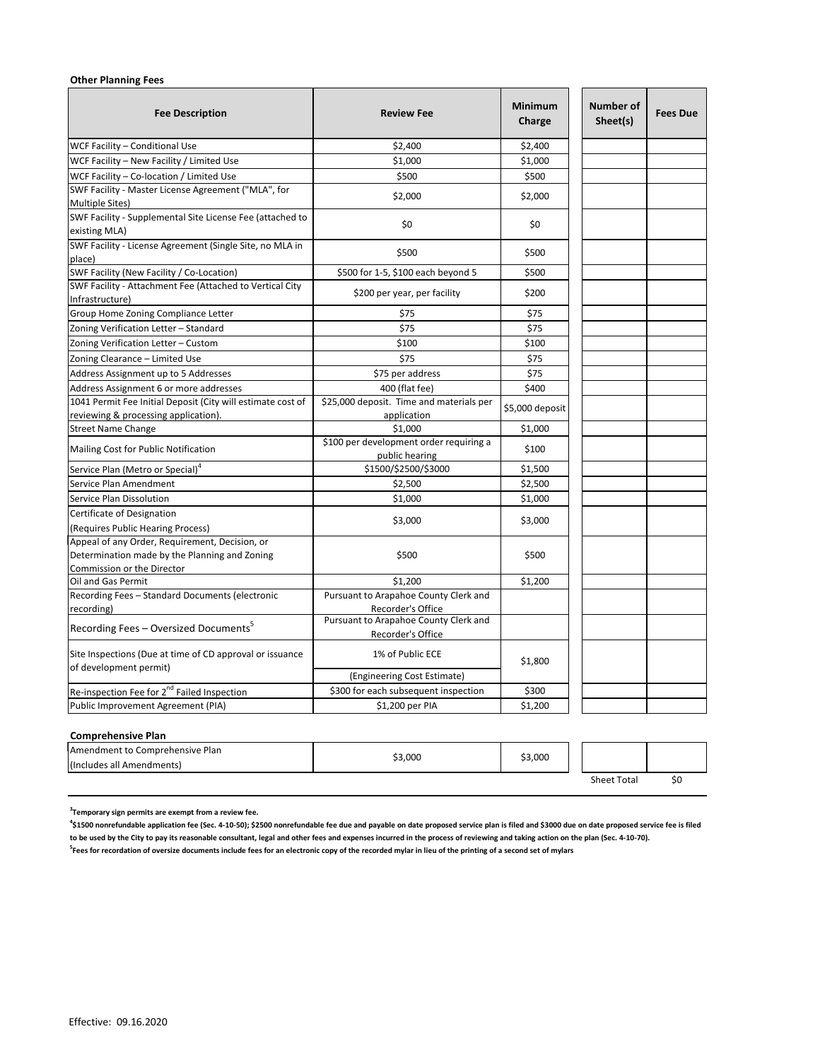**Other Planning Fees**

| Fee Description | Review Fee | Minimum Charge | Number of Sheet(s) | Fees Due |
|---|---|---|---|---|
| WCF Facility – Conditional Use | $2,400 | $2,400 | | |
| WCF Facility – New Facility / Limited Use | $1,000 | $1,000 | | |
| WCF Facility – Co-location / Limited Use | $500 | $500 | | |
| SWF Facility - Master License Agreement ("MLA", for Multiple Sites) | $2,000 | $2,000 | | |
| SWF Facility - Supplemental Site License Fee (attached to existing MLA) | $0 | $0 | | |
| SWF Facility - License Agreement (Single Site, no MLA in place) | $500 | $500 | | |
| SWF Facility (New Facility / Co-Location) | $500 for 1-5, $100 each beyond 5 | $500 | | |
| SWF Facility - Attachment Fee (Attached to Vertical City Infrastructure) | $200 per year, per facility | $200 | | |
| Group Home Zoning Compliance Letter | $75 | $75 | | |
| Zoning Verification Letter – Standard | $75 | $75 | | |
| Zoning Verification Letter – Custom | $100 | $100 | | |
| Zoning Clearance – Limited Use | $75 | $75 | | |
| Address Assignment up to 5 Addresses | $75 per address | $75 | | |
| Address Assignment 6 or more addresses | 400 (flat fee) | $400 | | |
| 1041 Permit Fee Initial Deposit (City will estimate cost of reviewing & processing application). | $25,000 deposit. Time and materials per application | $5,000 deposit | | |
| Street Name Change | $1,000 | $1,000 | | |
| Mailing Cost for Public Notification | $100 per development order requiring a public hearing | $100 | | |
| Service Plan (Metro or Special)[4] | $1500/$2500/$3000 | $1,500 | | |
| Service Plan Amendment | $2,500 | $2,500 | | |
| Service Plan Dissolution | $1,000 | $1,000 | | |
| Certificate of Designation (Requires Public Hearing Process) | $3,000 | $3,000 | | |
| Appeal of any Order, Requirement, Decision, or Determination made by the Planning and Zoning Commission or the Director | $500 | $500 | | |
| Oil and Gas Permit | $1,200 | $1,200 | | |
| Recording Fees – Standard Documents (electronic recording) | Pursuant to Arapahoe County Clerk and Recorder's Office | | | |
| Recording Fees – Oversized Documents[5] | Pursuant to Arapahoe County Clerk and Recorder's Office | | | |
| Site Inspections (Due at time of CD approval or issuance of development permit) | 1% of Public ECE (Engineering Cost Estimate) | $1,800 | | |
| Re-inspection Fee for 2nd Failed Inspection | $300 for each subsequent inspection | $300 | | |
| Public Improvement Agreement (PIA) | $1,200 per PIA | $1,200 | | |

**Comprehensive Plan**

| Fee Description | Review Fee | Minimum Charge | Number of Sheet(s) | Fees Due |
|---|---|---|---|---|
| Amendment to Comprehensive Plan (Includes all Amendments) | $3,000 | $3,000 | | |
| | | | Sheet Total | $0 |

**[3]Temporary sign permits are exempt from a review fee.**

**[4]$1500 nonrefundable application fee (Sec. 4-10-50); $2500 nonrefundable fee due and payable on date proposed service plan is filed and $3000 due on date proposed service fee is filed to be used by the City to pay its reasonable consultant, legal and other fees and expenses incurred in the process of reviewing and taking action on the plan (Sec. 4-10-70).**

**[5]Fees for recordation of oversize documents include fees for an electronic copy of the recorded mylar in lieu of the printing of a second set of mylars**

Effective: 09.16.2020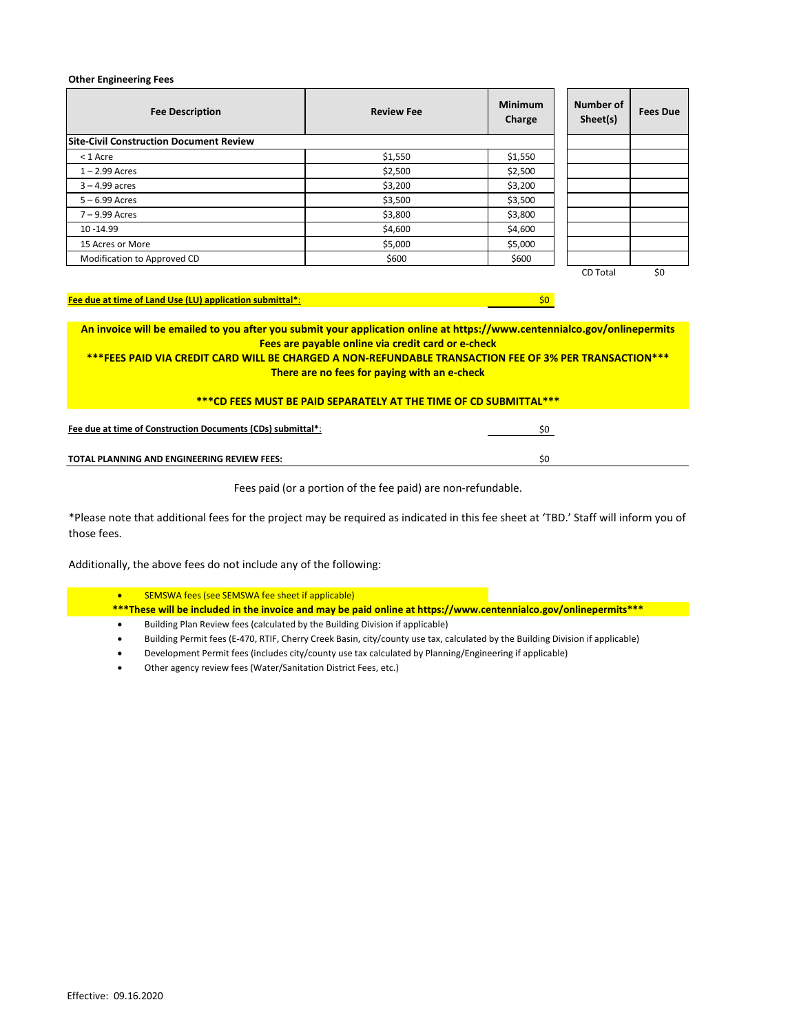**Other Engineering Fees**

| Fee Description | Review Fee | Minimum Charge | Number of Sheet(s) | Fees Due |
|---|---|---|---|---|
| **Site-Civil Construction Document Review** | | | | |
| < 1 Acre | $1,550 | $1,550 | | |
| 1 – 2.99 Acres | $2,500 | $2,500 | | |
| 3 – 4.99 acres | $3,200 | $3,200 | | |
| 5 – 6.99 Acres | $3,500 | $3,500 | | |
| 7 – 9.99 Acres | $3,800 | $3,800 | | |
| 10 -14.99 | $4,600 | $4,600 | | |
| 15 Acres or More | $5,000 | $5,000 | | |
| Modification to Approved CD | $600 | $600 | | |
| | | | CD Total | $0 |

**Fee due at time of Land Use (LU) application submittal*:** $0

**An invoice will be emailed to you after you submit your application online at https://www.centennialco.gov/onlinepermits**
**Fees are payable online via credit card or e-check**
**\*\*\*FEES PAID VIA CREDIT CARD WILL BE CHARGED A NON-REFUNDABLE TRANSACTION FEE OF 3% PER TRANSACTION\*\*\***
**There are no fees for paying with an e-check**

**\*\*\*CD FEES MUST BE PAID SEPARATELY AT THE TIME OF CD SUBMITTAL\*\*\***

**Fee due at time of Construction Documents (CDs) submittal*:** $0

**TOTAL PLANNING AND ENGINEERING REVIEW FEES:** $0

Fees paid (or a portion of the fee paid) are non-refundable.

*Please note that additional fees for the project may be required as indicated in this fee sheet at 'TBD.' Staff will inform you of those fees.

Additionally, the above fees do not include any of the following:

- SEMSWA fees (see SEMSWA fee sheet if applicable)

**\*\*\*These will be included in the invoice and may be paid online at https://www.centennialco.gov/onlinepermits\*\*\***

- Building Plan Review fees (calculated by the Building Division if applicable)
- Building Permit fees (E-470, RTIF, Cherry Creek Basin, city/county use tax, calculated by the Building Division if applicable)
- Development Permit fees (includes city/county use tax calculated by Planning/Engineering if applicable)
- Other agency review fees (Water/Sanitation District Fees, etc.)

Effective: 09.16.2020